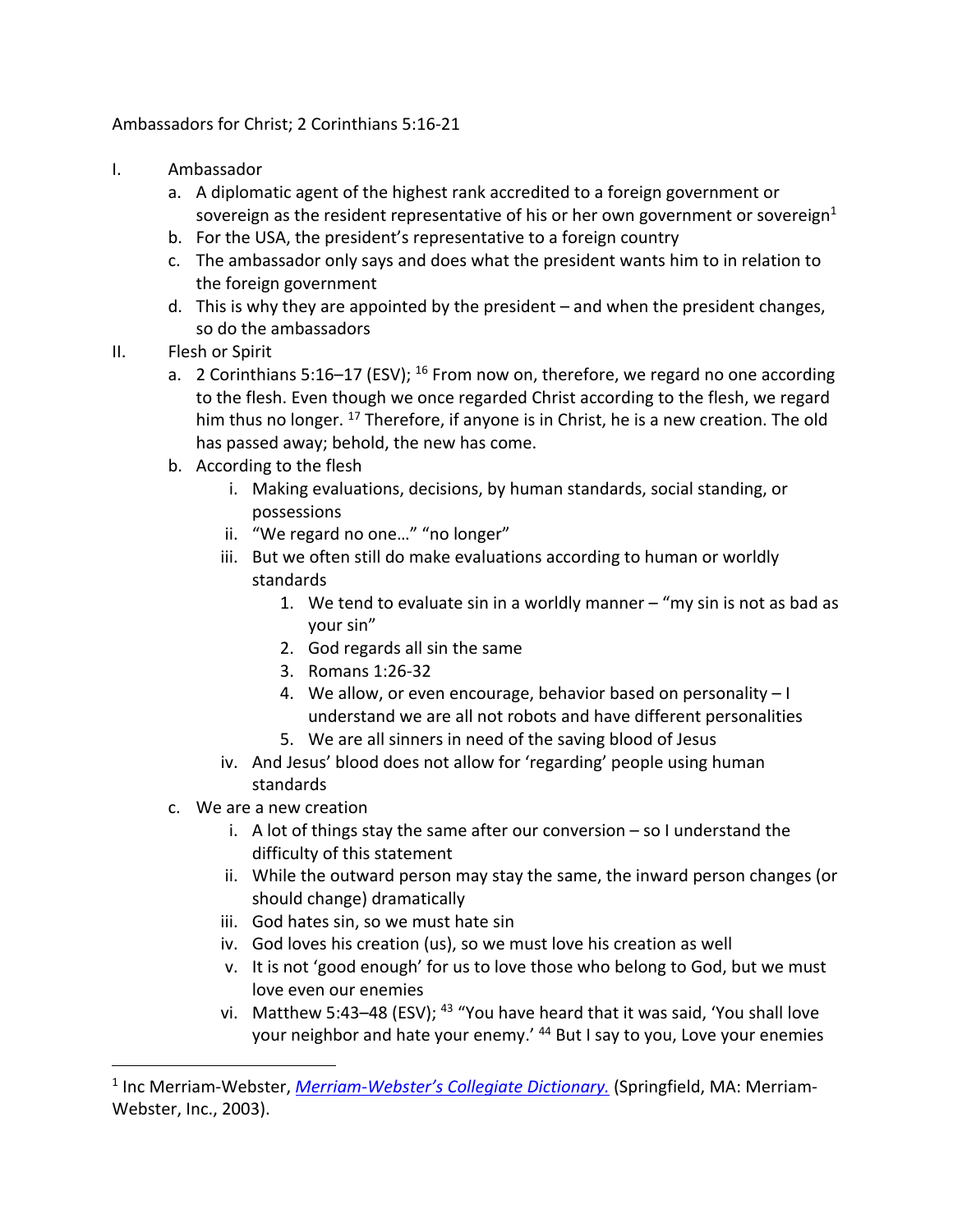Ambassadors for Christ; 2 Corinthians 5:16-21

I. Ambassador
   a. A diplomatic agent of the highest rank accredited to a foreign government or sovereign as the resident representative of his or her own government or sovereign[1]
   b. For the USA, the president's representative to a foreign country
   c. The ambassador only says and does what the president wants him to in relation to the foreign government
   d. This is why they are appointed by the president – and when the president changes, so do the ambassadors

II. Flesh or Spirit
   a. 2 Corinthians 5:16–17 (ESV); [16] From now on, therefore, we regard no one according to the flesh. Even though we once regarded Christ according to the flesh, we regard him thus no longer. [17] Therefore, if anyone is in Christ, he is a new creation. The old has passed away; behold, the new has come.
   b. According to the flesh
      i. Making evaluations, decisions, by human standards, social standing, or possessions
      ii. "We regard no one…" "no longer"
      iii. But we often still do make evaluations according to human or worldly standards
         1. We tend to evaluate sin in a worldly manner – "my sin is not as bad as your sin"
         2. God regards all sin the same
         3. Romans 1:26-32
         4. We allow, or even encourage, behavior based on personality – I understand we are all not robots and have different personalities
         5. We are all sinners in need of the saving blood of Jesus
      iv. And Jesus' blood does not allow for 'regarding' people using human standards
   c. We are a new creation
      i. A lot of things stay the same after our conversion – so I understand the difficulty of this statement
      ii. While the outward person may stay the same, the inward person changes (or should change) dramatically
      iii. God hates sin, so we must hate sin
      iv. God loves his creation (us), so we must love his creation as well
      v. It is not 'good enough' for us to love those who belong to God, but we must love even our enemies
      vi. Matthew 5:43–48 (ESV); [43] "You have heard that it was said, 'You shall love your neighbor and hate your enemy.' [44] But I say to you, Love your enemies

---

[1] Inc Merriam-Webster, *Merriam-Webster's Collegiate Dictionary.* (Springfield, MA: Merriam-Webster, Inc., 2003).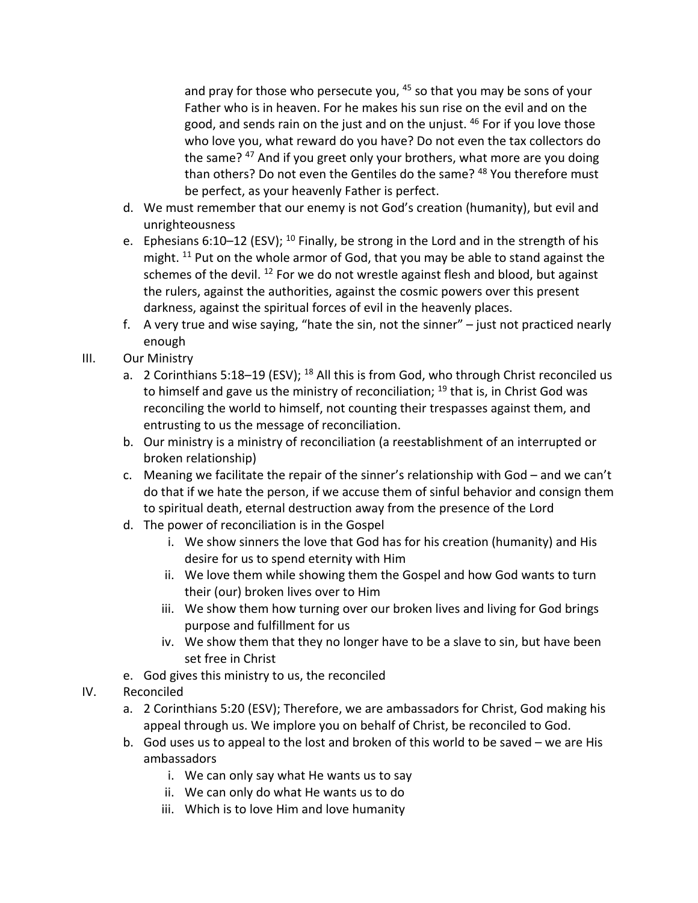and pray for those who persecute you, [45] so that you may be sons of your Father who is in heaven. For he makes his sun rise on the evil and on the good, and sends rain on the just and on the unjust. [46] For if you love those who love you, what reward do you have? Do not even the tax collectors do the same? [47] And if you greet only your brothers, what more are you doing than others? Do not even the Gentiles do the same? [48] You therefore must be perfect, as your heavenly Father is perfect.

   d. We must remember that our enemy is not God's creation (humanity), but evil and unrighteousness
   e. Ephesians 6:10–12 (ESV); [10] Finally, be strong in the Lord and in the strength of his might. [11] Put on the whole armor of God, that you may be able to stand against the schemes of the devil. [12] For we do not wrestle against flesh and blood, but against the rulers, against the authorities, against the cosmic powers over this present darkness, against the spiritual forces of evil in the heavenly places.
   f. A very true and wise saying, "hate the sin, not the sinner" – just not practiced nearly enough

III. Our Ministry
   a. 2 Corinthians 5:18–19 (ESV); [18] All this is from God, who through Christ reconciled us to himself and gave us the ministry of reconciliation; [19] that is, in Christ God was reconciling the world to himself, not counting their trespasses against them, and entrusting to us the message of reconciliation.
   b. Our ministry is a ministry of reconciliation (a reestablishment of an interrupted or broken relationship)
   c. Meaning we facilitate the repair of the sinner's relationship with God – and we can't do that if we hate the person, if we accuse them of sinful behavior and consign them to spiritual death, eternal destruction away from the presence of the Lord
   d. The power of reconciliation is in the Gospel
      i. We show sinners the love that God has for his creation (humanity) and His desire for us to spend eternity with Him
      ii. We love them while showing them the Gospel and how God wants to turn their (our) broken lives over to Him
      iii. We show them how turning over our broken lives and living for God brings purpose and fulfillment for us
      iv. We show them that they no longer have to be a slave to sin, but have been set free in Christ
   e. God gives this ministry to us, the reconciled

IV. Reconciled
   a. 2 Corinthians 5:20 (ESV); Therefore, we are ambassadors for Christ, God making his appeal through us. We implore you on behalf of Christ, be reconciled to God.
   b. God uses us to appeal to the lost and broken of this world to be saved – we are His ambassadors
      i. We can only say what He wants us to say
      ii. We can only do what He wants us to do
      iii. Which is to love Him and love humanity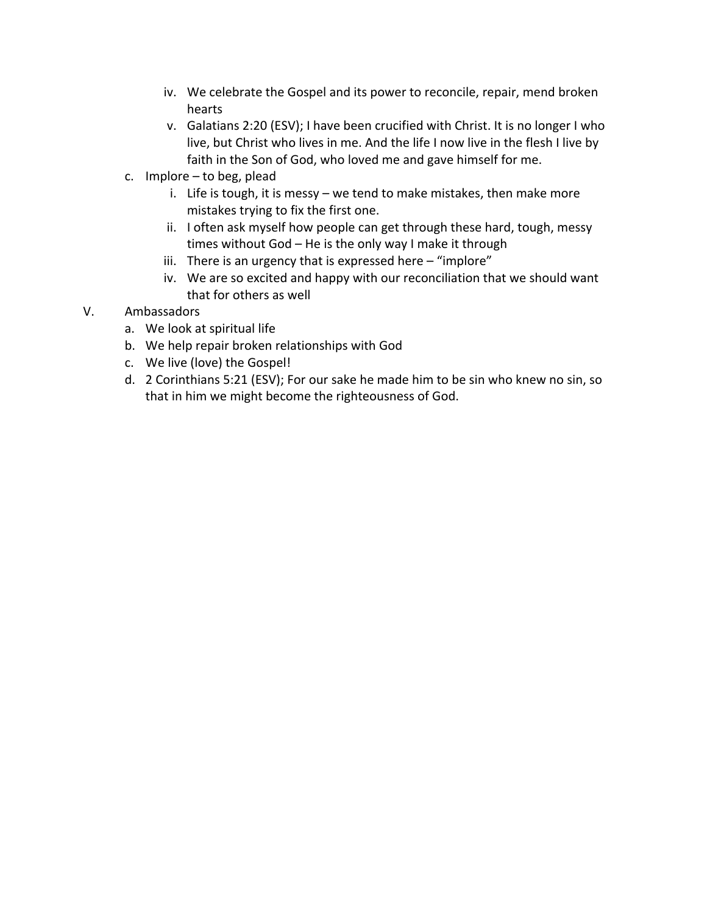iv. We celebrate the Gospel and its power to reconcile, repair, mend broken hearts
   v. Galatians 2:20 (ESV); I have been crucified with Christ. It is no longer I who live, but Christ who lives in me. And the life I now live in the flesh I live by faith in the Son of God, who loved me and gave himself for me.

  c. Implore – to beg, plead
   i. Life is tough, it is messy – we tend to make mistakes, then make more mistakes trying to fix the first one.
   ii. I often ask myself how people can get through these hard, tough, messy times without God – He is the only way I make it through
   iii. There is an urgency that is expressed here – "implore"
   iv. We are so excited and happy with our reconciliation that we should want that for others as well

V. Ambassadors
  a. We look at spiritual life
  b. We help repair broken relationships with God
  c. We live (love) the Gospel!
  d. 2 Corinthians 5:21 (ESV); For our sake he made him to be sin who knew no sin, so that in him we might become the righteousness of God.